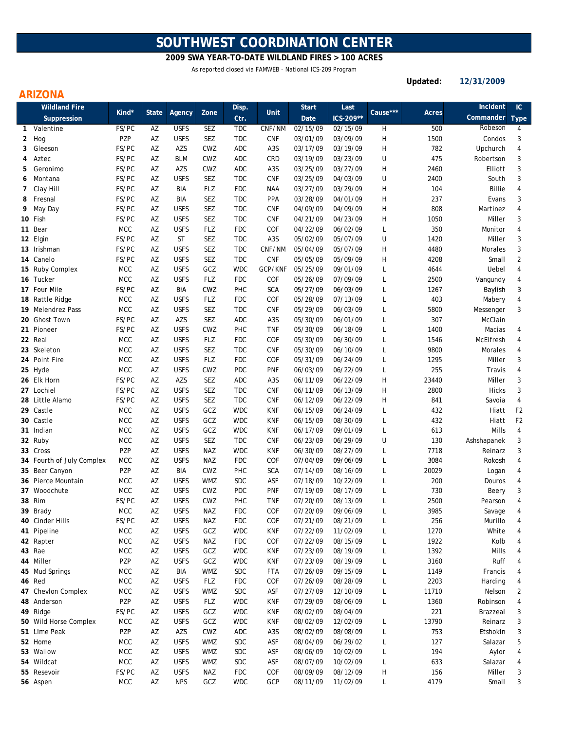# SOUTHWEST COORDINATION CENTER

**2009 SWA YEAR-TO-DATE WILDLAND FIRES > 100 ACRES**

As reported closed via FAMWEB - National ICS-209 Program

**Updated: 12/31/2009**

## ARIZONA

| | Wildland Fire Suppression | Kind* | State | Agency | Zone | Disp. Ctr. | Unit | Start Date | Last ICS-209** | Cause*** | Acres | Incident Commander | IC Type |
|---|---|---|---|---|---|---|---|---|---|---|---|---|---|
| 1 | Valentine | FS/PC | AZ | USFS | SEZ | TDC | CNF/NM | 02/15/09 | 02/15/09 | H | 500 | Robeson | 4 |
| 2 | Hog | PZP | AZ | USFS | SEZ | TDC | CNF | 03/01/09 | 03/09/09 | H | 1500 | Condos | 3 |
| 3 | Gleeson | FS/PC | AZ | AZS | CWZ | ADC | A3S | 03/17/09 | 03/19/09 | H | 782 | Upchurch | 4 |
| 4 | Aztec | FS/PC | AZ | BLM | CWZ | ADC | CRD | 03/19/09 | 03/23/09 | U | 475 | Robertson | 3 |
| 5 | Geronimo | FS/PC | AZ | AZS | CWZ | ADC | A3S | 03/25/09 | 03/27/09 | H | 2460 | Elliott | 3 |
| 6 | Montana | FS/PC | AZ | USFS | SEZ | TDC | CNF | 03/25/09 | 04/03/09 | U | 2400 | South | 3 |
| 7 | Clay Hill | FS/PC | AZ | BIA | FLZ | FDC | NAA | 03/27/09 | 03/29/09 | H | 104 | Billie | 4 |
| 8 | Fresnal | FS/PC | AZ | BIA | SEZ | TDC | PPA | 03/28/09 | 04/01/09 | H | 237 | Evans | 3 |
| 9 | May Day | FS/PC | AZ | USFS | SEZ | TDC | CNF | 04/09/09 | 04/09/09 | H | 808 | Martinez | 4 |
| 10 | Fish | FS/PC | AZ | USFS | SEZ | TDC | CNF | 04/21/09 | 04/23/09 | H | 1050 | Miller | 3 |
| 11 | Bear | MCC | AZ | USFS | FLZ | FDC | COF | 04/22/09 | 06/02/09 | L | 350 | Monitor | 4 |
| 12 | Elgin | FS/PC | AZ | ST | SEZ | TDC | A3S | 05/02/09 | 05/07/09 | U | 1420 | Miller | 3 |
| 13 | Irishman | FS/PC | AZ | USFS | SEZ | TDC | CNF/NM | 05/04/09 | 05/07/09 | H | 4480 | Morales | 3 |
| 14 | Canelo | FS/PC | AZ | USFS | SEZ | TDC | CNF | 05/05/09 | 05/09/09 | H | 4208 | Small | 2 |
| 15 | Ruby Complex | MCC | AZ | USFS | GCZ | WDC | GCP/KNF | 05/25/09 | 09/01/09 | L | 4644 | Uebel | 4 |
| 16 | Tucker | MCC | AZ | USFS | FLZ | FDC | COF | 05/26/09 | 07/09/09 | L | 2500 | Vangundy | 4 |
| 17 | Four Mile | FS/PC | AZ | BIA | CWZ | PHC | SCA | 05/27/09 | 06/03/09 | L | 1267 | Baylish | 3 |
| 18 | Rattle Ridge | MCC | AZ | USFS | FLZ | FDC | COF | 05/28/09 | 07/13/09 | L | 403 | Mabery | 4 |
| 19 | Melendrez Pass | MCC | AZ | USFS | SEZ | TDC | CNF | 05/29/09 | 06/03/09 | L | 5800 | Messenger | 3 |
| 20 | Ghost Town | FS/PC | AZ | AZS | SEZ | ADC | A3S | 05/30/09 | 06/01/09 | L | 307 | McClain | |
| 21 | Pioneer | FS/PC | AZ | USFS | CWZ | PHC | TNF | 05/30/09 | 06/18/09 | L | 1400 | Macias | 4 |
| 22 | Real | MCC | AZ | USFS | FLZ | FDC | COF | 05/30/09 | 06/30/09 | L | 1546 | McElfresh | 4 |
| 23 | Skeleton | MCC | AZ | USFS | SEZ | TDC | CNF | 05/30/09 | 06/10/09 | L | 9800 | Morales | 4 |
| 24 | Point Fire | MCC | AZ | USFS | FLZ | FDC | COF | 05/31/09 | 06/24/09 | L | 1295 | Miller | 3 |
| 25 | Hyde | MCC | AZ | USFS | CWZ | PDC | PNF | 06/03/09 | 06/22/09 | L | 255 | Travis | 4 |
| 26 | Elk Horn | FS/PC | AZ | AZS | SEZ | ADC | A3S | 06/11/09 | 06/22/09 | H | 23440 | Miller | 3 |
| 27 | Lochiel | FS/PC | AZ | USFS | SEZ | TDC | CNF | 06/11/09 | 06/13/09 | H | 2800 | Hicks | 3 |
| 28 | Little Alamo | FS/PC | AZ | USFS | SEZ | TDC | CNF | 06/12/09 | 06/22/09 | H | 841 | Savoia | 4 |
| 29 | Castle | MCC | AZ | USFS | GCZ | WDC | KNF | 06/15/09 | 06/24/09 | L | 432 | Hiatt | F2 |
| 30 | Castle | MCC | AZ | USFS | GCZ | WDC | KNF | 06/15/09 | 08/30/09 | L | 432 | Hiatt | F2 |
| 31 | Indian | MCC | AZ | USFS | GCZ | WDC | KNF | 06/17/09 | 09/01/09 | L | 613 | Mills | 4 |
| 32 | Ruby | MCC | AZ | USFS | SEZ | TDC | CNF | 06/23/09 | 06/29/09 | U | 130 | Ashshapanek | 3 |
| 33 | Cross | PZP | AZ | USFS | NAZ | WDC | KNF | 06/30/09 | 08/27/09 | L | 7718 | Reinarz | 3 |
| 34 | Fourth of July Complex | MCC | AZ | USFS | NAZ | FDC | COF | 07/04/09 | 09/06/09 | L | 3084 | Rokosh | 4 |
| 35 | Bear Canyon | PZP | AZ | BIA | CWZ | PHC | SCA | 07/14/09 | 08/16/09 | L | 20029 | Logan | 4 |
| 36 | Pierce Mountain | MCC | AZ | USFS | WMZ | SDC | ASF | 07/18/09 | 10/22/09 | L | 200 | Douros | 4 |
| 37 | Woodchute | MCC | AZ | USFS | CWZ | PDC | PNF | 07/19/09 | 08/17/09 | L | 730 | Beery | 3 |
| 38 | Rim | FS/PC | AZ | USFS | CWZ | PHC | TNF | 07/20/09 | 08/13/09 | L | 2500 | Pearson | 4 |
| 39 | Brady | MCC | AZ | USFS | NAZ | FDC | COF | 07/20/09 | 09/06/09 | L | 3985 | Savage | 4 |
| 40 | Cinder Hills | FS/PC | AZ | USFS | NAZ | FDC | COF | 07/21/09 | 08/21/09 | L | 256 | Murillo | 4 |
| 41 | Pipeline | MCC | AZ | USFS | GCZ | WDC | KNF | 07/22/09 | 11/02/09 | L | 1270 | White | 4 |
| 42 | Rapter | MCC | AZ | USFS | NAZ | FDC | COF | 07/22/09 | 08/15/09 | L | 1922 | Kolb | 4 |
| 43 | Rae | MCC | AZ | USFS | GCZ | WDC | KNF | 07/23/09 | 08/19/09 | L | 1392 | Mills | 4 |
| 44 | Miller | PZP | AZ | USFS | GCZ | WDC | KNF | 07/23/09 | 08/19/09 | L | 3160 | Ruff | 4 |
| 45 | Mud Springs | MCC | AZ | BIA | WMZ | SDC | FTA | 07/26/09 | 09/15/09 | L | 1149 | Francis | 4 |
| 46 | Red | MCC | AZ | USFS | FLZ | FDC | COF | 07/26/09 | 08/28/09 | L | 2203 | Harding | 4 |
| 47 | Chevlon Complex | MCC | AZ | USFS | WMZ | SDC | ASF | 07/27/09 | 12/10/09 | L | 11710 | Nelson | 2 |
| 48 | Anderson | PZP | AZ | USFS | FLZ | WDC | KNF | 07/29/09 | 08/06/09 | L | 1360 | Robinson | 4 |
| 49 | Ridge | FS/PC | AZ | USFS | GCZ | WDC | KNF | 08/02/09 | 08/04/09 | | 221 | Brazzeal | 3 |
| 50 | Wild Horse Complex | MCC | AZ | USFS | GCZ | WDC | KNF | 08/02/09 | 12/02/09 | L | 13790 | Reinarz | 3 |
| 51 | Lime Peak | PZP | AZ | AZS | CWZ | ADC | A3S | 08/02/09 | 08/08/09 | L | 753 | Etshokin | 3 |
| 52 | Home | MCC | AZ | USFS | WMZ | SDC | ASF | 08/04/09 | 06/29/02 | L | 127 | Salazar | 5 |
| 53 | Wallow | MCC | AZ | USFS | WMZ | SDC | ASF | 08/06/09 | 10/02/09 | L | 194 | Aylor | 4 |
| 54 | Wildcat | MCC | AZ | USFS | WMZ | SDC | ASF | 08/07/09 | 10/02/09 | L | 633 | Salazar | 4 |
| 55 | Resevoir | FS/PC | AZ | USFS | NAZ | FDC | COF | 08/09/09 | 08/12/09 | H | 156 | Miller | 3 |
| 56 | Aspen | MCC | AZ | NPS | GCZ | WDC | GCP | 08/11/09 | 11/02/09 | L | 4179 | Small | 3 |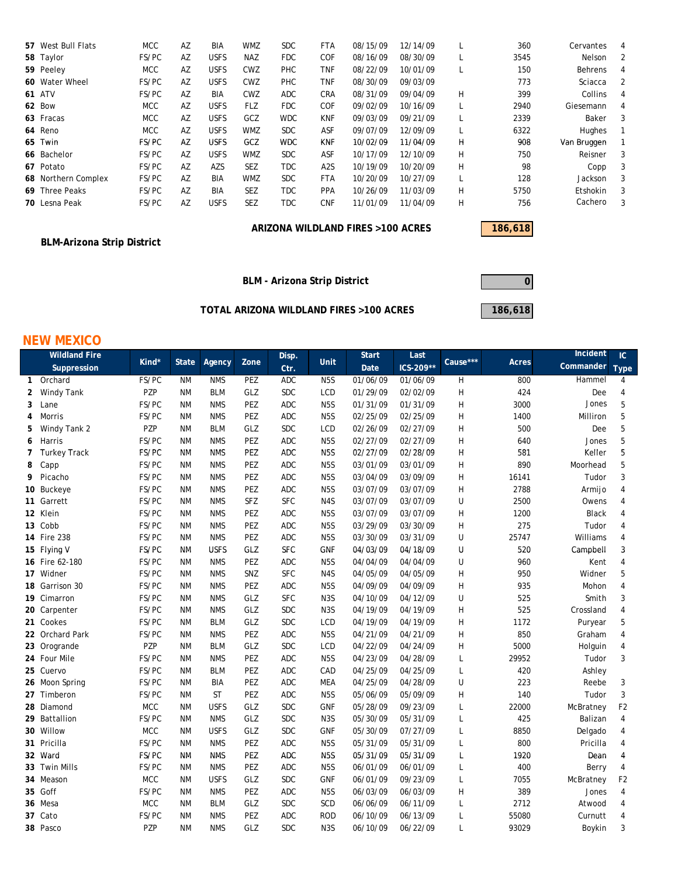| # | Wildland Fire Suppression | Kind* | State | Agency | Zone | Disp. Ctr. | Unit | Start Date | Last ICS-209** | Cause*** | Acres | Incident Commander | IC Type |
|---|---|---|---|---|---|---|---|---|---|---|---|---|---|
| 57 | West Bull Flats | MCC | AZ | BIA | WMZ | SDC | FTA | 08/15/09 | 12/14/09 | L | 360 | Cervantes | 4 |
| 58 | Taylor | FS/PC | AZ | USFS | NAZ | FDC | COF | 08/16/09 | 08/30/09 | L | 3545 | Nelson | 2 |
| 59 | Peeley | MCC | AZ | USFS | CWZ | PHC | TNF | 08/22/09 | 10/01/09 | L | 150 | Behrens | 4 |
| 60 | Water Wheel | FS/PC | AZ | USFS | CWZ | PHC | TNF | 08/30/09 | 09/03/09 | | 773 | Sciacca | 2 |
| 61 | ATV | FS/PC | AZ | BIA | CWZ | ADC | CRA | 08/31/09 | 09/04/09 | H | 399 | Collins | 4 |
| 62 | Bow | MCC | AZ | USFS | FLZ | FDC | COF | 09/02/09 | 10/16/09 | L | 2940 | Giesemann | 4 |
| 63 | Fracas | MCC | AZ | USFS | GCZ | WDC | KNF | 09/03/09 | 09/21/09 | L | 2339 | Baker | 3 |
| 64 | Reno | MCC | AZ | USFS | WMZ | SDC | ASF | 09/07/09 | 12/09/09 | L | 6322 | Hughes | 1 |
| 65 | Twin | FS/PC | AZ | USFS | GCZ | WDC | KNF | 10/02/09 | 11/04/09 | H | 908 | Van Bruggen | 1 |
| 66 | Bachelor | FS/PC | AZ | USFS | WMZ | SDC | ASF | 10/17/09 | 12/10/09 | H | 750 | Reisner | 3 |
| 67 | Potato | FS/PC | AZ | AZS | SEZ | TDC | A2S | 10/19/09 | 10/20/09 | H | 98 | Copp | 3 |
| 68 | Northern Complex | FS/PC | AZ | BIA | WMZ | SDC | FTA | 10/20/09 | 10/27/09 | L | 128 | Jackson | 3 |
| 69 | Three Peaks | FS/PC | AZ | BIA | SEZ | TDC | PPA | 10/26/09 | 11/03/09 | H | 5750 | Etshokin | 3 |
| 70 | Lesna Peak | FS/PC | AZ | USFS | SEZ | TDC | CNF | 11/01/09 | 11/04/09 | H | 756 | Cachero | 3 |

**ARIZONA WILDLAND FIRES >100 ACRES** — **186,618**

**BLM-Arizona Strip District**

**BLM - Arizona Strip District** — **0**

**TOTAL ARIZONA WILDLAND FIRES >100 ACRES** — **186,618**

## NEW MEXICO

| # | Wildland Fire Suppression | Kind* | State | Agency | Zone | Disp. Ctr. | Unit | Start Date | Last ICS-209** | Cause*** | Acres | Incident Commander | IC Type |
|---|---|---|---|---|---|---|---|---|---|---|---|---|---|
| 1 | Orchard | FS/PC | NM | NMS | PEZ | ADC | N5S | 01/06/09 | 01/06/09 | H | 800 | Hammel | 4 |
| 2 | Windy Tank | PZP | NM | BLM | GLZ | SDC | LCD | 01/29/09 | 02/02/09 | H | 424 | Dee | 4 |
| 3 | Lane | FS/PC | NM | NMS | PEZ | ADC | N5S | 01/31/09 | 01/31/09 | H | 3000 | Jones | 5 |
| 4 | Morris | FS/PC | NM | NMS | PEZ | ADC | N5S | 02/25/09 | 02/25/09 | H | 1400 | Milliron | 5 |
| 5 | Windy Tank 2 | PZP | NM | BLM | GLZ | SDC | LCD | 02/26/09 | 02/27/09 | H | 500 | Dee | 5 |
| 6 | Harris | FS/PC | NM | NMS | PEZ | ADC | N5S | 02/27/09 | 02/27/09 | H | 640 | Jones | 5 |
| 7 | Turkey Track | FS/PC | NM | NMS | PEZ | ADC | N5S | 02/27/09 | 02/28/09 | H | 581 | Keller | 5 |
| 8 | Capp | FS/PC | NM | NMS | PEZ | ADC | N5S | 03/01/09 | 03/01/09 | H | 890 | Moorhead | 5 |
| 9 | Picacho | FS/PC | NM | NMS | PEZ | ADC | N5S | 03/04/09 | 03/09/09 | H | 16141 | Tudor | 3 |
| 10 | Buckeye | FS/PC | NM | NMS | PEZ | ADC | N5S | 03/07/09 | 03/07/09 | H | 2788 | Armijo | 4 |
| 11 | Garrett | FS/PC | NM | NMS | SFZ | SFC | N4S | 03/07/09 | 03/07/09 | U | 2500 | Owens | 4 |
| 12 | Klein | FS/PC | NM | NMS | PEZ | ADC | N5S | 03/07/09 | 03/07/09 | H | 1200 | Black | 4 |
| 13 | Cobb | FS/PC | NM | NMS | PEZ | ADC | N5S | 03/29/09 | 03/30/09 | H | 275 | Tudor | 4 |
| 14 | Fire 238 | FS/PC | NM | NMS | PEZ | ADC | N5S | 03/30/09 | 03/31/09 | U | 25747 | Williams | 4 |
| 15 | Flying V | FS/PC | NM | USFS | GLZ | SFC | GNF | 04/03/09 | 04/18/09 | U | 520 | Campbell | 3 |
| 16 | Fire 62-180 | FS/PC | NM | NMS | PEZ | ADC | N5S | 04/04/09 | 04/04/09 | U | 960 | Kent | 4 |
| 17 | Widner | FS/PC | NM | NMS | SNZ | SFC | N4S | 04/05/09 | 04/05/09 | H | 950 | Widner | 5 |
| 18 | Garrison 30 | FS/PC | NM | NMS | PEZ | ADC | N5S | 04/09/09 | 04/09/09 | H | 935 | Mohon | 4 |
| 19 | Cimarron | FS/PC | NM | NMS | GLZ | SFC | N3S | 04/10/09 | 04/12/09 | U | 525 | Smith | 3 |
| 20 | Carpenter | FS/PC | NM | NMS | GLZ | SDC | N3S | 04/19/09 | 04/19/09 | H | 525 | Crossland | 4 |
| 21 | Cookes | FS/PC | NM | BLM | GLZ | SDC | LCD | 04/19/09 | 04/19/09 | H | 1172 | Puryear | 5 |
| 22 | Orchard Park | FS/PC | NM | NMS | PEZ | ADC | N5S | 04/21/09 | 04/21/09 | H | 850 | Graham | 4 |
| 23 | Orogrande | PZP | NM | BLM | GLZ | SDC | LCD | 04/22/09 | 04/24/09 | H | 5000 | Holguin | 4 |
| 24 | Four Mile | FS/PC | NM | NMS | PEZ | ADC | N5S | 04/23/09 | 04/28/09 | L | 29952 | Tudor | 3 |
| 25 | Cuervo | FS/PC | NM | BLM | PEZ | ADC | CAD | 04/25/09 | 04/25/09 | L | 420 | Ashley | |
| 26 | Moon Spring | FS/PC | NM | BIA | PEZ | ADC | MEA | 04/25/09 | 04/28/09 | U | 223 | Reebe | 3 |
| 27 | Timberon | FS/PC | NM | ST | PEZ | ADC | N5S | 05/06/09 | 05/09/09 | H | 140 | Tudor | 3 |
| 28 | Diamond | MCC | NM | USFS | GLZ | SDC | GNF | 05/28/09 | 09/23/09 | L | 22000 | McBratney | F2 |
| 29 | Battallion | FS/PC | NM | NMS | GLZ | SDC | N3S | 05/30/09 | 05/31/09 | L | 425 | Balizan | 4 |
| 30 | Willow | MCC | NM | USFS | GLZ | SDC | GNF | 05/30/09 | 07/27/09 | L | 8850 | Delgado | 4 |
| 31 | Pricilla | FS/PC | NM | NMS | PEZ | ADC | N5S | 05/31/09 | 05/31/09 | L | 800 | Pricilla | 4 |
| 32 | Ward | FS/PC | NM | NMS | PEZ | ADC | N5S | 05/31/09 | 05/31/09 | L | 1920 | Dean | 4 |
| 33 | Twin Mills | FS/PC | NM | NMS | PEZ | ADC | N5S | 06/01/09 | 06/01/09 | L | 400 | Berry | 4 |
| 34 | Meason | MCC | NM | USFS | GLZ | SDC | GNF | 06/01/09 | 09/23/09 | L | 7055 | McBratney | F2 |
| 35 | Goff | FS/PC | NM | NMS | PEZ | ADC | N5S | 06/03/09 | 06/03/09 | H | 389 | Jones | 4 |
| 36 | Mesa | MCC | NM | BLM | GLZ | SDC | SCD | 06/06/09 | 06/11/09 | L | 2712 | Atwood | 4 |
| 37 | Cato | FS/PC | NM | NMS | PEZ | ADC | ROD | 06/10/09 | 06/13/09 | L | 55080 | Curnutt | 4 |
| 38 | Pasco | PZP | NM | NMS | GLZ | SDC | N3S | 06/10/09 | 06/22/09 | L | 93029 | Boykin | 3 |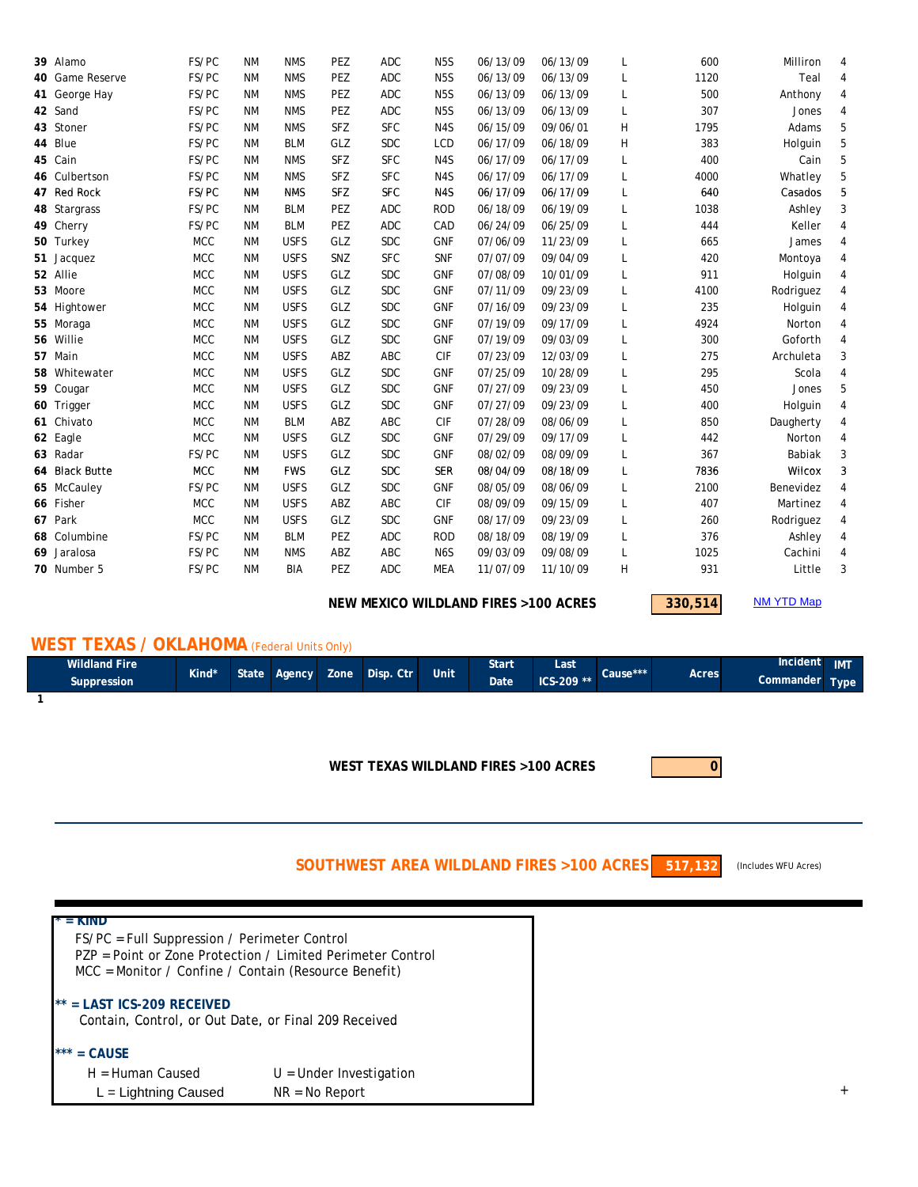| | | | | | | | | | | | | | |
|---|---|---|---|---|---|---|---|---|---|---|---|---|---|
| 39 | Alamo | FS/PC | NM | NMS | PEZ | ADC | N5S | 06/13/09 | 06/13/09 | L | 600 | Milliron | 4 |
| 40 | Game Reserve | FS/PC | NM | NMS | PEZ | ADC | N5S | 06/13/09 | 06/13/09 | L | 1120 | Teal | 4 |
| 41 | George Hay | FS/PC | NM | NMS | PEZ | ADC | N5S | 06/13/09 | 06/13/09 | L | 500 | Anthony | 4 |
| 42 | Sand | FS/PC | NM | NMS | PEZ | ADC | N5S | 06/13/09 | 06/13/09 | L | 307 | Jones | 4 |
| 43 | Stoner | FS/PC | NM | NMS | SFZ | SFC | N4S | 06/15/09 | 09/06/01 | H | 1795 | Adams | 5 |
| 44 | Blue | FS/PC | NM | BLM | GLZ | SDC | LCD | 06/17/09 | 06/18/09 | H | 383 | Holguin | 5 |
| 45 | Cain | FS/PC | NM | NMS | SFZ | SFC | N4S | 06/17/09 | 06/17/09 | L | 400 | Cain | 5 |
| 46 | Culbertson | FS/PC | NM | NMS | SFZ | SFC | N4S | 06/17/09 | 06/17/09 | L | 4000 | Whatley | 5 |
| 47 | Red Rock | FS/PC | NM | NMS | SFZ | SFC | N4S | 06/17/09 | 06/17/09 | L | 640 | Casados | 5 |
| 48 | Stargrass | FS/PC | NM | BLM | PEZ | ADC | ROD | 06/18/09 | 06/19/09 | L | 1038 | Ashley | 3 |
| 49 | Cherry | FS/PC | NM | BLM | PEZ | ADC | CAD | 06/24/09 | 06/25/09 | L | 444 | Keller | 4 |
| 50 | Turkey | MCC | NM | USFS | GLZ | SDC | GNF | 07/06/09 | 11/23/09 | L | 665 | James | 4 |
| 51 | Jacquez | MCC | NM | USFS | SNZ | SFC | SNF | 07/07/09 | 09/04/09 | L | 420 | Montoya | 4 |
| 52 | Allie | MCC | NM | USFS | GLZ | SDC | GNF | 07/08/09 | 10/01/09 | L | 911 | Holguin | 4 |
| 53 | Moore | MCC | NM | USFS | GLZ | SDC | GNF | 07/11/09 | 09/23/09 | L | 4100 | Rodriguez | 4 |
| 54 | Hightower | MCC | NM | USFS | GLZ | SDC | GNF | 07/16/09 | 09/23/09 | L | 235 | Holguin | 4 |
| 55 | Moraga | MCC | NM | USFS | GLZ | SDC | GNF | 07/19/09 | 09/17/09 | L | 4924 | Norton | 4 |
| 56 | Willie | MCC | NM | USFS | GLZ | SDC | GNF | 07/19/09 | 09/03/09 | L | 300 | Goforth | 4 |
| 57 | Main | MCC | NM | USFS | ABZ | ABC | CIF | 07/23/09 | 12/03/09 | L | 275 | Archuleta | 3 |
| 58 | Whitewater | MCC | NM | USFS | GLZ | SDC | GNF | 07/25/09 | 10/28/09 | L | 295 | Scola | 4 |
| 59 | Cougar | MCC | NM | USFS | GLZ | SDC | GNF | 07/27/09 | 09/23/09 | L | 450 | Jones | 5 |
| 60 | Trigger | MCC | NM | USFS | GLZ | SDC | GNF | 07/27/09 | 09/23/09 | L | 400 | Holguin | 4 |
| 61 | Chivato | MCC | NM | BLM | ABZ | ABC | CIF | 07/28/09 | 08/06/09 | L | 850 | Daugherty | 4 |
| 62 | Eagle | MCC | NM | USFS | GLZ | SDC | GNF | 07/29/09 | 09/17/09 | L | 442 | Norton | 4 |
| 63 | Radar | FS/PC | NM | USFS | GLZ | SDC | GNF | 08/02/09 | 08/09/09 | L | 367 | Babiak | 3 |
| 64 | Black Butte | MCC | NM | FWS | GLZ | SDC | SER | 08/04/09 | 08/18/09 | L | 7836 | Wilcox | 3 |
| 65 | McCauley | FS/PC | NM | USFS | GLZ | SDC | GNF | 08/05/09 | 08/06/09 | L | 2100 | Benevidez | 4 |
| 66 | Fisher | MCC | NM | USFS | ABZ | ABC | CIF | 08/09/09 | 09/15/09 | L | 407 | Martinez | 4 |
| 67 | Park | MCC | NM | USFS | GLZ | SDC | GNF | 08/17/09 | 09/23/09 | L | 260 | Rodriguez | 4 |
| 68 | Columbine | FS/PC | NM | BLM | PEZ | ADC | ROD | 08/18/09 | 08/19/09 | L | 376 | Ashley | 4 |
| 69 | Jaralosa | FS/PC | NM | NMS | ABZ | ABC | N6S | 09/03/09 | 09/08/09 | L | 1025 | Cachini | 4 |
| 70 | Number 5 | FS/PC | NM | BIA | PEZ | ADC | MEA | 11/07/09 | 11/10/09 | H | 931 | Little | 3 |

**NEW MEXICO WILDLAND FIRES >100 ACRES** **330,514** NM YTD Map

## WEST TEXAS / OKLAHOMA (Federal Units Only)

| | Wildland Fire Suppression | Kind* | State | Agency | Zone | Disp. Ctr | Unit | Start Date | Last ICS-209 ** | Cause*** | Acres | Incident Commander | IMT Type |
|---|---|---|---|---|---|---|---|---|---|---|---|---|---|
| 1 | | | | | | | | | | | | | |

**WEST TEXAS WILDLAND FIRES >100 ACRES** **0**

**SOUTHWEST AREA WILDLAND FIRES >100 ACRES** **517,132** (Includes WFU Acres)

**\* = KIND**

FS/PC = Full Suppression / Perimeter Control
PZP = Point or Zone Protection / Limited Perimeter Control
MCC = Monitor / Confine / Contain (Resource Benefit)

**\*\* = LAST ICS-209 RECEIVED**

Contain, Control, or Out Date, or Final 209 Received

**\*\*\* = CAUSE**

H = Human Caused U = Under Investigation
L = Lightning Caused NR = No Report

+